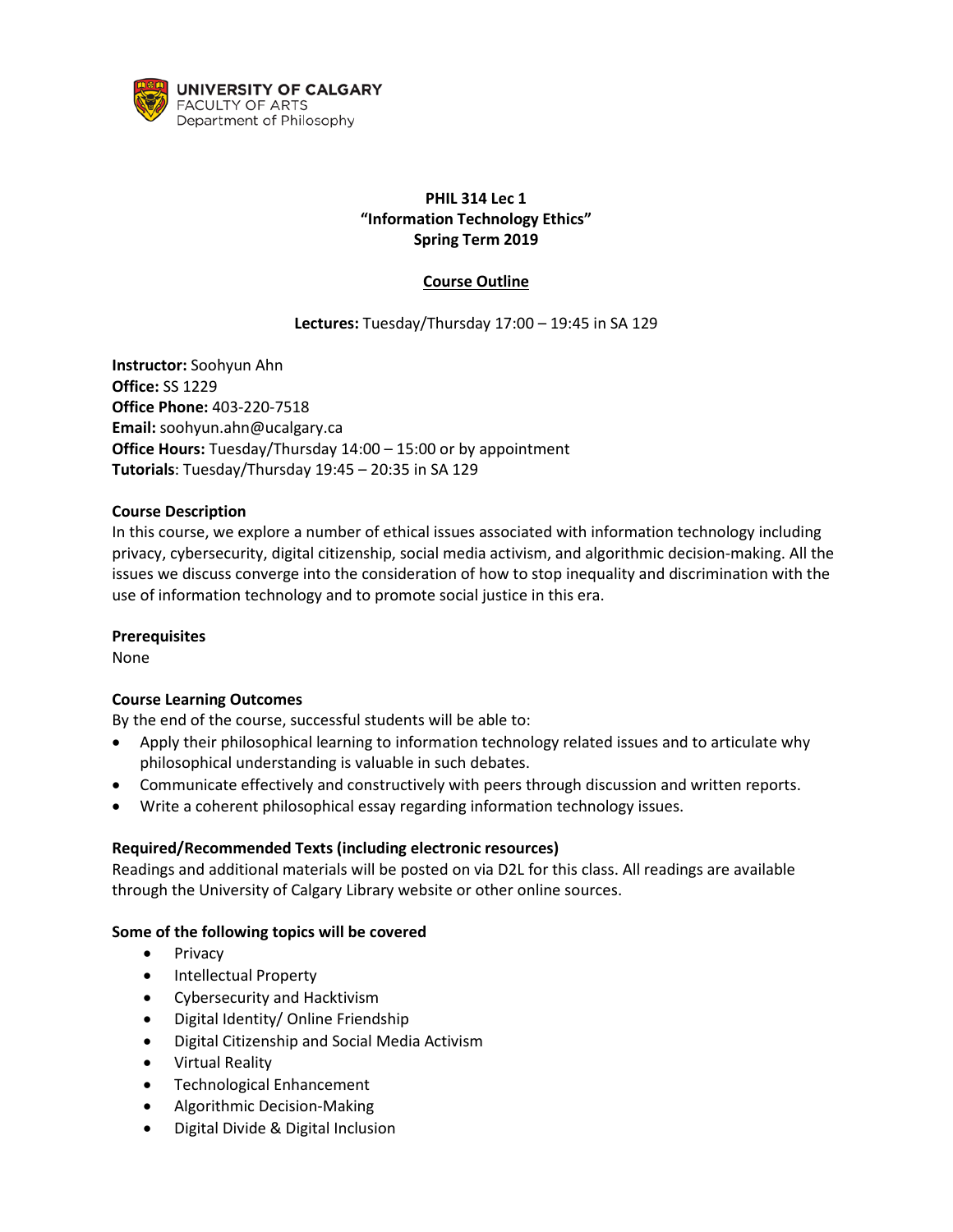UNIVERSITY OF CALGARY
FACULTY OF ARTS
Department of Philosophy

# PHIL 314 Lec 1
# "Information Technology Ethics"
# Spring Term 2019

## Course Outline

**Lectures:** Tuesday/Thursday 17:00 – 19:45 in SA 129

**Instructor:** Soohyun Ahn
**Office:** SS 1229
**Office Phone:** 403-220-7518
**Email:** soohyun.ahn@ucalgary.ca
**Office Hours:** Tuesday/Thursday 14:00 – 15:00 or by appointment
**Tutorials**: Tuesday/Thursday 19:45 – 20:35 in SA 129

### Course Description

In this course, we explore a number of ethical issues associated with information technology including privacy, cybersecurity, digital citizenship, social media activism, and algorithmic decision-making. All the issues we discuss converge into the consideration of how to stop inequality and discrimination with the use of information technology and to promote social justice in this era.

### Prerequisites

None

### Course Learning Outcomes

By the end of the course, successful students will be able to:

- Apply their philosophical learning to information technology related issues and to articulate why philosophical understanding is valuable in such debates.
- Communicate effectively and constructively with peers through discussion and written reports.
- Write a coherent philosophical essay regarding information technology issues.

### Required/Recommended Texts (including electronic resources)

Readings and additional materials will be posted on via D2L for this class. All readings are available through the University of Calgary Library website or other online sources.

### Some of the following topics will be covered

- Privacy
- Intellectual Property
- Cybersecurity and Hacktivism
- Digital Identity/ Online Friendship
- Digital Citizenship and Social Media Activism
- Virtual Reality
- Technological Enhancement
- Algorithmic Decision-Making
- Digital Divide & Digital Inclusion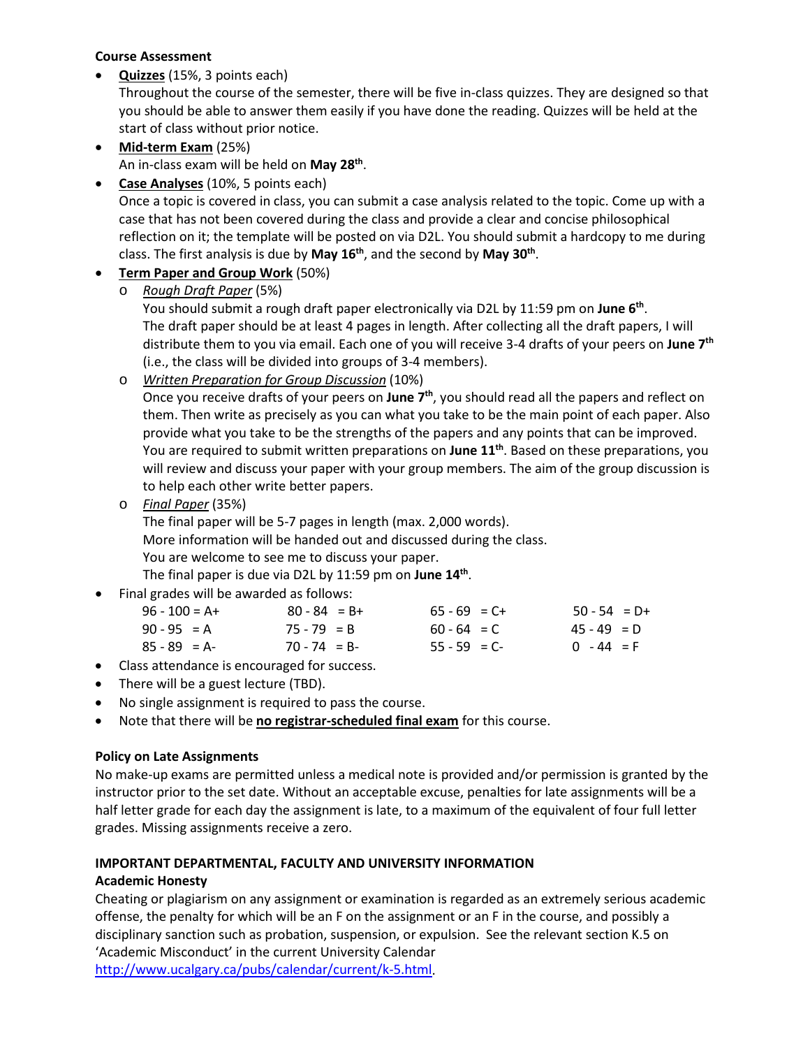**Course Assessment**

- **Quizzes** (15%, 3 points each)
  Throughout the course of the semester, there will be five in-class quizzes. They are designed so that you should be able to answer them easily if you have done the reading. Quizzes will be held at the start of class without prior notice.
- **Mid-term Exam** (25%)
  An in-class exam will be held on **May 28th**.
- **Case Analyses** (10%, 5 points each)
  Once a topic is covered in class, you can submit a case analysis related to the topic. Come up with a case that has not been covered during the class and provide a clear and concise philosophical reflection on it; the template will be posted on via D2L. You should submit a hardcopy to me during class. The first analysis is due by **May 16th**, and the second by **May 30th**.
- **Term Paper and Group Work** (50%)
  - *Rough Draft Paper* (5%)
    You should submit a rough draft paper electronically via D2L by 11:59 pm on **June 6th**. The draft paper should be at least 4 pages in length. After collecting all the draft papers, I will distribute them to you via email. Each one of you will receive 3-4 drafts of your peers on **June 7th** (i.e., the class will be divided into groups of 3-4 members).
  - *Written Preparation for Group Discussion* (10%)
    Once you receive drafts of your peers on **June 7th**, you should read all the papers and reflect on them. Then write as precisely as you can what you take to be the main point of each paper. Also provide what you take to be the strengths of the papers and any points that can be improved. You are required to submit written preparations on **June 11th**. Based on these preparations, you will review and discuss your paper with your group members. The aim of the group discussion is to help each other write better papers.
  - *Final Paper* (35%)
    The final paper will be 5-7 pages in length (max. 2,000 words).
    More information will be handed out and discussed during the class.
    You are welcome to see me to discuss your paper.
    The final paper is due via D2L by 11:59 pm on **June 14th**.
- Final grades will be awarded as follows:

| | | | |
|---|---|---|---|
| 96 - 100 = A+ | 80 - 84 = B+ | 65 - 69 = C+ | 50 - 54 = D+ |
| 90 - 95 = A | 75 - 79 = B | 60 - 64 = C | 45 - 49 = D |
| 85 - 89 = A- | 70 - 74 = B- | 55 - 59 = C- | 0 - 44 = F |

- Class attendance is encouraged for success.
- There will be a guest lecture (TBD).
- No single assignment is required to pass the course.
- Note that there will be **no registrar-scheduled final exam** for this course.

**Policy on Late Assignments**

No make-up exams are permitted unless a medical note is provided and/or permission is granted by the instructor prior to the set date. Without an acceptable excuse, penalties for late assignments will be a half letter grade for each day the assignment is late, to a maximum of the equivalent of four full letter grades. Missing assignments receive a zero.

**IMPORTANT DEPARTMENTAL, FACULTY AND UNIVERSITY INFORMATION**

**Academic Honesty**

Cheating or plagiarism on any assignment or examination is regarded as an extremely serious academic offense, the penalty for which will be an F on the assignment or an F in the course, and possibly a disciplinary sanction such as probation, suspension, or expulsion. See the relevant section K.5 on 'Academic Misconduct' in the current University Calendar http://www.ucalgary.ca/pubs/calendar/current/k-5.html.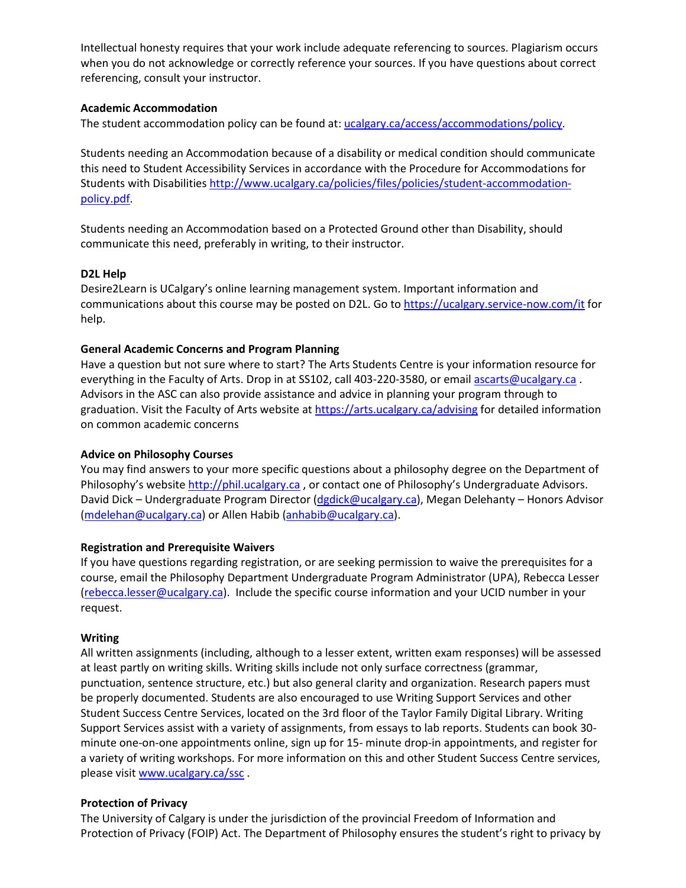Intellectual honesty requires that your work include adequate referencing to sources. Plagiarism occurs when you do not acknowledge or correctly reference your sources. If you have questions about correct referencing, consult your instructor.

**Academic Accommodation**

The student accommodation policy can be found at: ucalgary.ca/access/accommodations/policy.

Students needing an Accommodation because of a disability or medical condition should communicate this need to Student Accessibility Services in accordance with the Procedure for Accommodations for Students with Disabilities http://www.ucalgary.ca/policies/files/policies/student-accommodation-policy.pdf.

Students needing an Accommodation based on a Protected Ground other than Disability, should communicate this need, preferably in writing, to their instructor.

**D2L Help**

Desire2Learn is UCalgary's online learning management system. Important information and communications about this course may be posted on D2L. Go to https://ucalgary.service-now.com/it for help.

**General Academic Concerns and Program Planning**

Have a question but not sure where to start? The Arts Students Centre is your information resource for everything in the Faculty of Arts. Drop in at SS102, call 403-220-3580, or email ascarts@ucalgary.ca . Advisors in the ASC can also provide assistance and advice in planning your program through to graduation. Visit the Faculty of Arts website at https://arts.ucalgary.ca/advising for detailed information on common academic concerns

**Advice on Philosophy Courses**

You may find answers to your more specific questions about a philosophy degree on the Department of Philosophy's website http://phil.ucalgary.ca , or contact one of Philosophy's Undergraduate Advisors. David Dick – Undergraduate Program Director (dgdick@ucalgary.ca), Megan Delehanty – Honors Advisor (mdelehan@ucalgary.ca) or Allen Habib (anhabib@ucalgary.ca).

**Registration and Prerequisite Waivers**

If you have questions regarding registration, or are seeking permission to waive the prerequisites for a course, email the Philosophy Department Undergraduate Program Administrator (UPA), Rebecca Lesser (rebecca.lesser@ucalgary.ca). Include the specific course information and your UCID number in your request.

**Writing**

All written assignments (including, although to a lesser extent, written exam responses) will be assessed at least partly on writing skills. Writing skills include not only surface correctness (grammar, punctuation, sentence structure, etc.) but also general clarity and organization. Research papers must be properly documented. Students are also encouraged to use Writing Support Services and other Student Success Centre Services, located on the 3rd floor of the Taylor Family Digital Library. Writing Support Services assist with a variety of assignments, from essays to lab reports. Students can book 30-minute one-on-one appointments online, sign up for 15- minute drop-in appointments, and register for a variety of writing workshops. For more information on this and other Student Success Centre services, please visit www.ucalgary.ca/ssc .

**Protection of Privacy**

The University of Calgary is under the jurisdiction of the provincial Freedom of Information and Protection of Privacy (FOIP) Act. The Department of Philosophy ensures the student's right to privacy by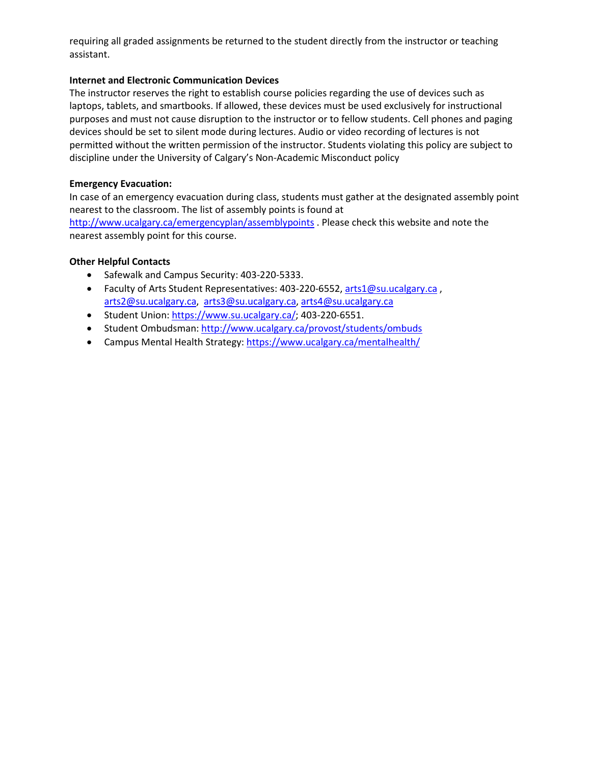requiring all graded assignments be returned to the student directly from the instructor or teaching assistant.

**Internet and Electronic Communication Devices**

The instructor reserves the right to establish course policies regarding the use of devices such as laptops, tablets, and smartbooks. If allowed, these devices must be used exclusively for instructional purposes and must not cause disruption to the instructor or to fellow students. Cell phones and paging devices should be set to silent mode during lectures. Audio or video recording of lectures is not permitted without the written permission of the instructor. Students violating this policy are subject to discipline under the University of Calgary's Non-Academic Misconduct policy

**Emergency Evacuation:**

In case of an emergency evacuation during class, students must gather at the designated assembly point nearest to the classroom. The list of assembly points is found at http://www.ucalgary.ca/emergencyplan/assemblypoints . Please check this website and note the nearest assembly point for this course.

**Other Helpful Contacts**

- Safewalk and Campus Security: 403-220-5333.
- Faculty of Arts Student Representatives: 403-220-6552, arts1@su.ucalgary.ca , arts2@su.ucalgary.ca, arts3@su.ucalgary.ca, arts4@su.ucalgary.ca
- Student Union: https://www.su.ucalgary.ca/; 403-220-6551.
- Student Ombudsman: http://www.ucalgary.ca/provost/students/ombuds
- Campus Mental Health Strategy: https://www.ucalgary.ca/mentalhealth/